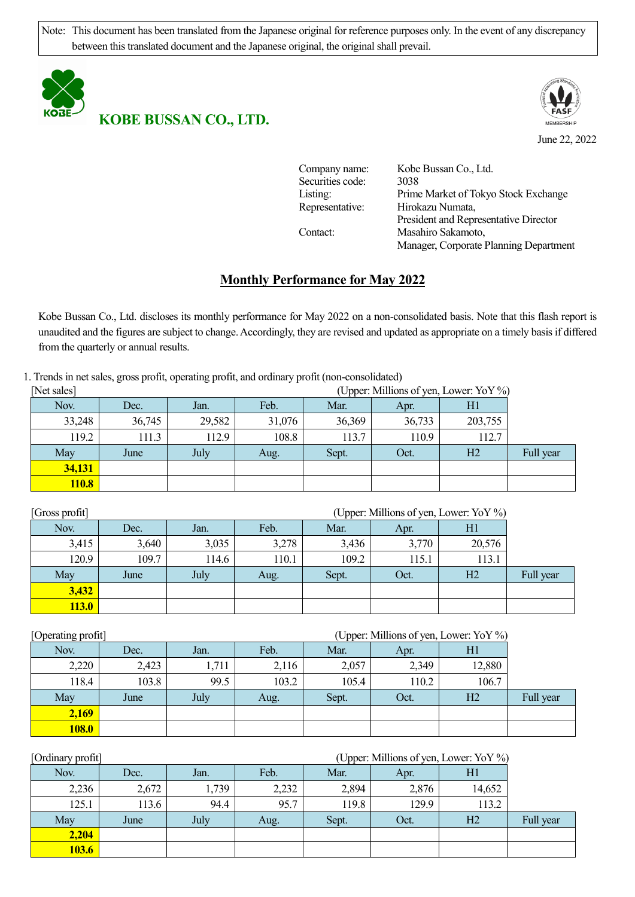Note: This document has been translated from the Japanese original for reference purposes only. In the event of any discrepancy between this translated document and the Japanese original, the original shall prevail.

**KOBE BUSSAN CO., LTD.**

June 22, 2022

Company name: Kobe Bussan Co., Ltd.
Securities code: 3038
Listing: Prime Market of Tokyo Stock Exchange
Representative: Hirokazu Numata, President and Representative Director
Contact: Masahiro Sakamoto, Manager, Corporate Planning Department

# Monthly Performance for May 2022

Kobe Bussan Co., Ltd. discloses its monthly performance for May 2022 on a non-consolidated basis. Note that this flash report is unaudited and the figures are subject to change. Accordingly, they are revised and updated as appropriate on a timely basis if differed from the quarterly or annual results.

1. Trends in net sales, gross profit, operating profit, and ordinary profit (non-consolidated)

[Net sales] (Upper: Millions of yen, Lower: YoY %)

| Nov. | Dec. | Jan. | Feb. | Mar. | Apr. | H1 | |
|---|---|---|---|---|---|---|---|
| 33,248 | 36,745 | 29,582 | 31,076 | 36,369 | 36,733 | 203,755 | |
| 119.2 | 111.3 | 112.9 | 108.8 | 113.7 | 110.9 | 112.7 | |
| **May** | **June** | **July** | **Aug.** | **Sept.** | **Oct.** | **H2** | **Full year** |
| **34,131** | | | | | | | |
| **110.8** | | | | | | | |

[Gross profit] (Upper: Millions of yen, Lower: YoY %)

| Nov. | Dec. | Jan. | Feb. | Mar. | Apr. | H1 | |
|---|---|---|---|---|---|---|---|
| 3,415 | 3,640 | 3,035 | 3,278 | 3,436 | 3,770 | 20,576 | |
| 120.9 | 109.7 | 114.6 | 110.1 | 109.2 | 115.1 | 113.1 | |
| **May** | **June** | **July** | **Aug.** | **Sept.** | **Oct.** | **H2** | **Full year** |
| **3,432** | | | | | | | |
| **113.0** | | | | | | | |

[Operating profit] (Upper: Millions of yen, Lower: YoY %)

| Nov. | Dec. | Jan. | Feb. | Mar. | Apr. | H1 | |
|---|---|---|---|---|---|---|---|
| 2,220 | 2,423 | 1,711 | 2,116 | 2,057 | 2,349 | 12,880 | |
| 118.4 | 103.8 | 99.5 | 103.2 | 105.4 | 110.2 | 106.7 | |
| **May** | **June** | **July** | **Aug.** | **Sept.** | **Oct.** | **H2** | **Full year** |
| **2,169** | | | | | | | |
| **108.0** | | | | | | | |

[Ordinary profit] (Upper: Millions of yen, Lower: YoY %)

| Nov. | Dec. | Jan. | Feb. | Mar. | Apr. | H1 | |
|---|---|---|---|---|---|---|---|
| 2,236 | 2,672 | 1,739 | 2,232 | 2,894 | 2,876 | 14,652 | |
| 125.1 | 113.6 | 94.4 | 95.7 | 119.8 | 129.9 | 113.2 | |
| **May** | **June** | **July** | **Aug.** | **Sept.** | **Oct.** | **H2** | **Full year** |
| **2,204** | | | | | | | |
| **103.6** | | | | | | | |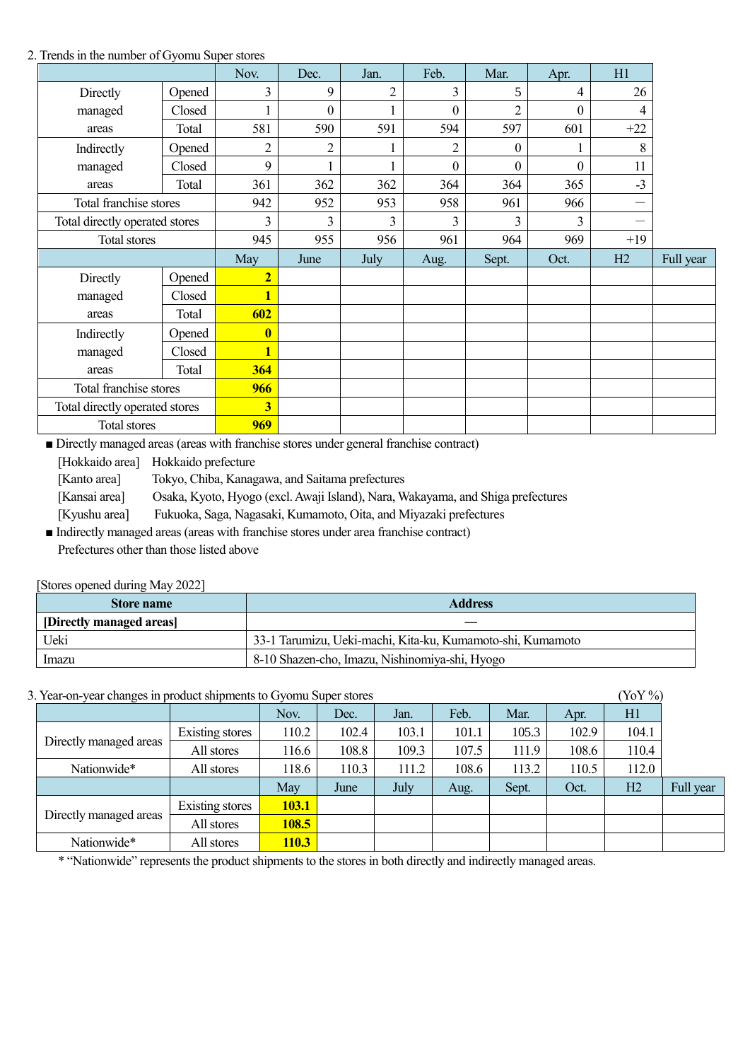## 2. Trends in the number of Gyomu Super stores

| | | Nov. | Dec. | Jan. | Feb. | Mar. | Apr. | H1 | |
|---|---|---|---|---|---|---|---|---|---|
| Directly managed areas | Opened | 3 | 9 | 2 | 3 | 5 | 4 | 26 | |
| | Closed | 1 | 0 | 1 | 0 | 2 | 0 | 4 | |
| | Total | 581 | 590 | 591 | 594 | 597 | 601 | +22 | |
| Indirectly managed areas | Opened | 2 | 2 | 1 | 2 | 0 | 1 | 8 | |
| | Closed | 9 | 1 | 1 | 0 | 0 | 0 | 11 | |
| | Total | 361 | 362 | 362 | 364 | 364 | 365 | -3 | |
| Total franchise stores | | 942 | 952 | 953 | 958 | 961 | 966 | ― | |
| Total directly operated stores | | 3 | 3 | 3 | 3 | 3 | 3 | ― | |
| Total stores | | 945 | 955 | 956 | 961 | 964 | 969 | +19 | |
| | | May | June | July | Aug. | Sept. | Oct. | H2 | Full year |
| Directly managed areas | Opened | **2** | | | | | | | |
| | Closed | **1** | | | | | | | |
| | Total | **602** | | | | | | | |
| Indirectly managed areas | Opened | **0** | | | | | | | |
| | Closed | **1** | | | | | | | |
| | Total | **364** | | | | | | | |
| Total franchise stores | | **966** | | | | | | | |
| Total directly operated stores | | **3** | | | | | | | |
| Total stores | | **969** | | | | | | | |

■ Directly managed areas (areas with franchise stores under general franchise contract)

[Hokkaido area] Hokkaido prefecture

[Kanto area] Tokyo, Chiba, Kanagawa, and Saitama prefectures

[Kansai area] Osaka, Kyoto, Hyogo (excl. Awaji Island), Nara, Wakayama, and Shiga prefectures

[Kyushu area] Fukuoka, Saga, Nagasaki, Kumamoto, Oita, and Miyazaki prefectures

■ Indirectly managed areas (areas with franchise stores under area franchise contract)

Prefectures other than those listed above

[Stores opened during May 2022]

| Store name | Address |
|---|---|
| **[Directly managed areas]** | ― |
| Ueki | 33-1 Tarumizu, Ueki-machi, Kita-ku, Kumamoto-shi, Kumamoto |
| Imazu | 8-10 Shazen-cho, Imazu, Nishinomiya-shi, Hyogo |

## 3. Year-on-year changes in product shipments to Gyomu Super stores

(YoY %)

| | | Nov. | Dec. | Jan. | Feb. | Mar. | Apr. | H1 | |
|---|---|---|---|---|---|---|---|---|---|
| Directly managed areas | Existing stores | 110.2 | 102.4 | 103.1 | 101.1 | 105.3 | 102.9 | 104.1 | |
| | All stores | 116.6 | 108.8 | 109.3 | 107.5 | 111.9 | 108.6 | 110.4 | |
| Nationwide* | All stores | 118.6 | 110.3 | 111.2 | 108.6 | 113.2 | 110.5 | 112.0 | |
| | | May | June | July | Aug. | Sept. | Oct. | H2 | Full year |
| Directly managed areas | Existing stores | **103.1** | | | | | | | |
| | All stores | **108.5** | | | | | | | |
| Nationwide* | All stores | **110.3** | | | | | | | |

* "Nationwide" represents the product shipments to the stores in both directly and indirectly managed areas.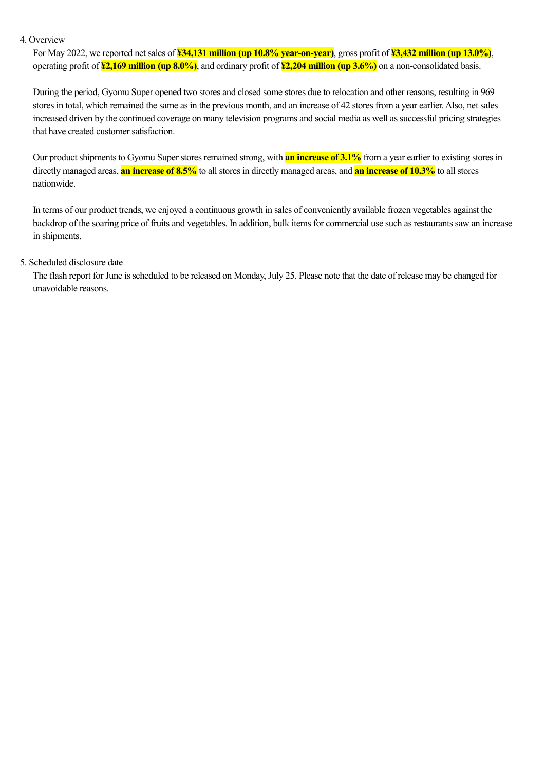4. Overview

For May 2022, we reported net sales of **¥34,131 million (up 10.8% year-on-year)**, gross profit of **¥3,432 million (up 13.0%)**, operating profit of **¥2,169 million (up 8.0%)**, and ordinary profit of **¥2,204 million (up 3.6%)** on a non-consolidated basis.

During the period, Gyomu Super opened two stores and closed some stores due to relocation and other reasons, resulting in 969 stores in total, which remained the same as in the previous month, and an increase of 42 stores from a year earlier. Also, net sales increased driven by the continued coverage on many television programs and social media as well as successful pricing strategies that have created customer satisfaction.

Our product shipments to Gyomu Super stores remained strong, with **an increase of 3.1%** from a year earlier to existing stores in directly managed areas, **an increase of 8.5%** to all stores in directly managed areas, and **an increase of 10.3%** to all stores nationwide.

In terms of our product trends, we enjoyed a continuous growth in sales of conveniently available frozen vegetables against the backdrop of the soaring price of fruits and vegetables. In addition, bulk items for commercial use such as restaurants saw an increase in shipments.

5. Scheduled disclosure date

The flash report for June is scheduled to be released on Monday, July 25. Please note that the date of release may be changed for unavoidable reasons.